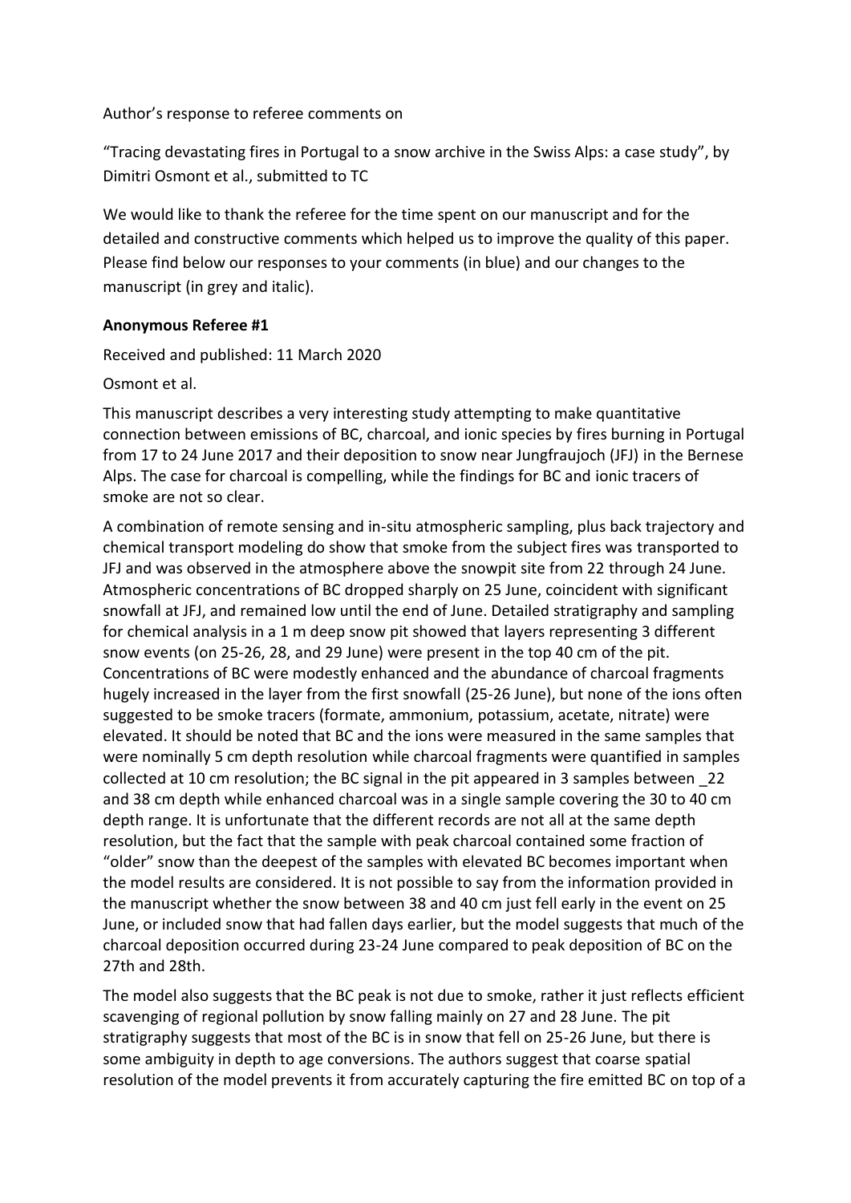Author's response to referee comments on

"Tracing devastating fires in Portugal to a snow archive in the Swiss Alps: a case study", by Dimitri Osmont et al., submitted to TC

We would like to thank the referee for the time spent on our manuscript and for the detailed and constructive comments which helped us to improve the quality of this paper. Please find below our responses to your comments (in blue) and our changes to the manuscript (in grey and italic).

**Anonymous Referee #1**

Received and published: 11 March 2020

Osmont et al.

This manuscript describes a very interesting study attempting to make quantitative connection between emissions of BC, charcoal, and ionic species by fires burning in Portugal from 17 to 24 June 2017 and their deposition to snow near Jungfraujoch (JFJ) in the Bernese Alps. The case for charcoal is compelling, while the findings for BC and ionic tracers of smoke are not so clear.

A combination of remote sensing and in-situ atmospheric sampling, plus back trajectory and chemical transport modeling do show that smoke from the subject fires was transported to JFJ and was observed in the atmosphere above the snowpit site from 22 through 24 June. Atmospheric concentrations of BC dropped sharply on 25 June, coincident with significant snowfall at JFJ, and remained low until the end of June. Detailed stratigraphy and sampling for chemical analysis in a 1 m deep snow pit showed that layers representing 3 different snow events (on 25-26, 28, and 29 June) were present in the top 40 cm of the pit. Concentrations of BC were modestly enhanced and the abundance of charcoal fragments hugely increased in the layer from the first snowfall (25-26 June), but none of the ions often suggested to be smoke tracers (formate, ammonium, potassium, acetate, nitrate) were elevated. It should be noted that BC and the ions were measured in the same samples that were nominally 5 cm depth resolution while charcoal fragments were quantified in samples collected at 10 cm resolution; the BC signal in the pit appeared in 3 samples between _22 and 38 cm depth while enhanced charcoal was in a single sample covering the 30 to 40 cm depth range. It is unfortunate that the different records are not all at the same depth resolution, but the fact that the sample with peak charcoal contained some fraction of "older" snow than the deepest of the samples with elevated BC becomes important when the model results are considered. It is not possible to say from the information provided in the manuscript whether the snow between 38 and 40 cm just fell early in the event on 25 June, or included snow that had fallen days earlier, but the model suggests that much of the charcoal deposition occurred during 23-24 June compared to peak deposition of BC on the 27th and 28th.

The model also suggests that the BC peak is not due to smoke, rather it just reflects efficient scavenging of regional pollution by snow falling mainly on 27 and 28 June. The pit stratigraphy suggests that most of the BC is in snow that fell on 25-26 June, but there is some ambiguity in depth to age conversions. The authors suggest that coarse spatial resolution of the model prevents it from accurately capturing the fire emitted BC on top of a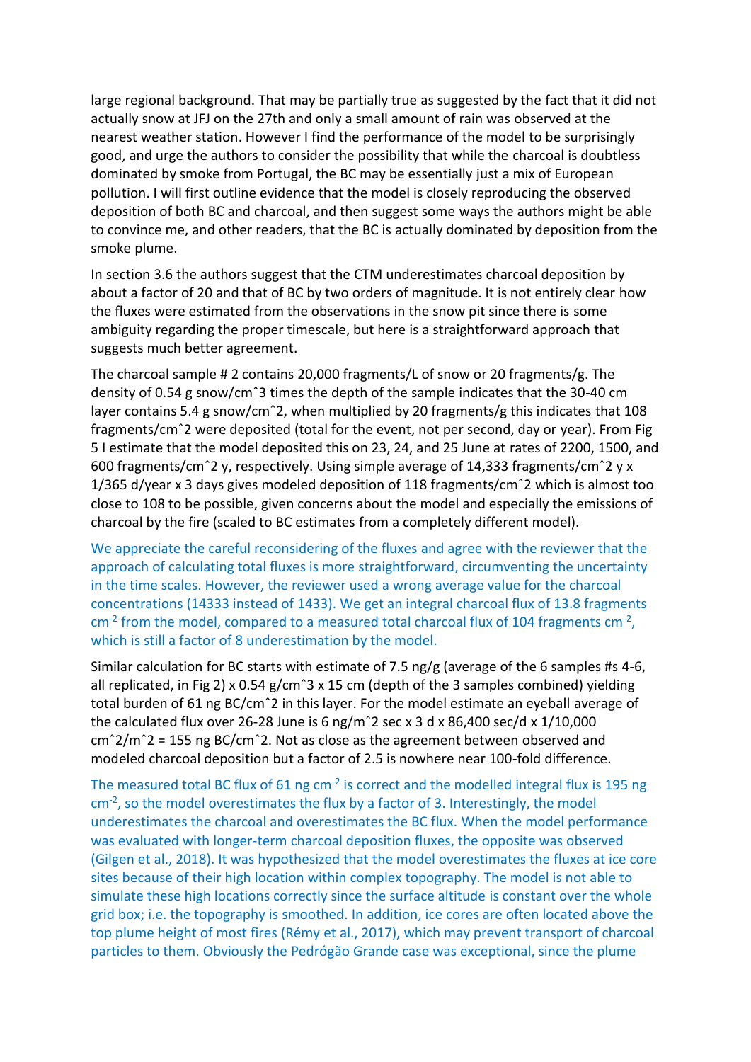large regional background. That may be partially true as suggested by the fact that it did not actually snow at JFJ on the 27th and only a small amount of rain was observed at the nearest weather station. However I find the performance of the model to be surprisingly good, and urge the authors to consider the possibility that while the charcoal is doubtless dominated by smoke from Portugal, the BC may be essentially just a mix of European pollution. I will first outline evidence that the model is closely reproducing the observed deposition of both BC and charcoal, and then suggest some ways the authors might be able to convince me, and other readers, that the BC is actually dominated by deposition from the smoke plume.

In section 3.6 the authors suggest that the CTM underestimates charcoal deposition by about a factor of 20 and that of BC by two orders of magnitude. It is not entirely clear how the fluxes were estimated from the observations in the snow pit since there is some ambiguity regarding the proper timescale, but here is a straightforward approach that suggests much better agreement.

The charcoal sample # 2 contains 20,000 fragments/L of snow or 20 fragments/g. The density of 0.54 g snow/cmˆ3 times the depth of the sample indicates that the 30-40 cm layer contains 5.4 g snow/cmˆ2, when multiplied by 20 fragments/g this indicates that 108 fragments/cmˆ2 were deposited (total for the event, not per second, day or year). From Fig 5 I estimate that the model deposited this on 23, 24, and 25 June at rates of 2200, 1500, and 600 fragments/cmˆ2 y, respectively. Using simple average of 14,333 fragments/cmˆ2 y x 1/365 d/year x 3 days gives modeled deposition of 118 fragments/cmˆ2 which is almost too close to 108 to be possible, given concerns about the model and especially the emissions of charcoal by the fire (scaled to BC estimates from a completely different model).

We appreciate the careful reconsidering of the fluxes and agree with the reviewer that the approach of calculating total fluxes is more straightforward, circumventing the uncertainty in the time scales. However, the reviewer used a wrong average value for the charcoal concentrations (14333 instead of 1433). We get an integral charcoal flux of 13.8 fragments $cm^{-2}$ from the model, compared to a measured total charcoal flux of 104 fragments $cm^{-2}$, which is still a factor of 8 underestimation by the model.

Similar calculation for BC starts with estimate of 7.5 ng/g (average of the 6 samples #s 4-6, all replicated, in Fig 2) x 0.54 g/cmˆ3 x 15 cm (depth of the 3 samples combined) yielding total burden of 61 ng BC/cmˆ2 in this layer. For the model estimate an eyeball average of the calculated flux over 26-28 June is 6 ng/mˆ2 sec x 3 d x 86,400 sec/d x 1/10,000 cmˆ2/mˆ2 = 155 ng BC/cmˆ2. Not as close as the agreement between observed and modeled charcoal deposition but a factor of 2.5 is nowhere near 100-fold difference.

The measured total BC flux of 61 ng $cm^{-2}$ is correct and the modelled integral flux is 195 ng $cm^{-2}$, so the model overestimates the flux by a factor of 3. Interestingly, the model underestimates the charcoal and overestimates the BC flux. When the model performance was evaluated with longer-term charcoal deposition fluxes, the opposite was observed (Gilgen et al., 2018). It was hypothesized that the model overestimates the fluxes at ice core sites because of their high location within complex topography. The model is not able to simulate these high locations correctly since the surface altitude is constant over the whole grid box; i.e. the topography is smoothed. In addition, ice cores are often located above the top plume height of most fires (Rémy et al., 2017), which may prevent transport of charcoal particles to them. Obviously the Pedrógão Grande case was exceptional, since the plume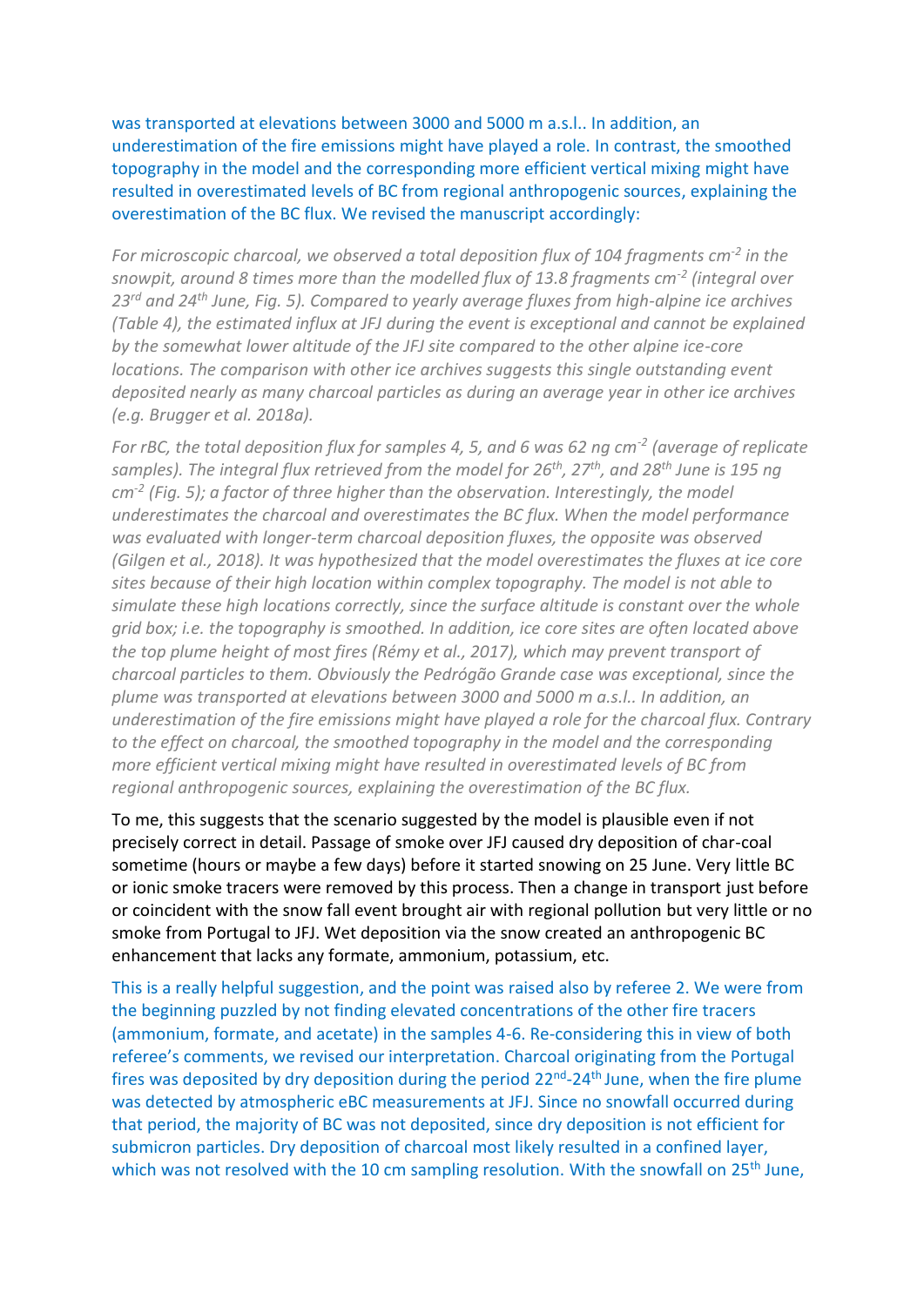was transported at elevations between 3000 and 5000 m a.s.l.. In addition, an underestimation of the fire emissions might have played a role. In contrast, the smoothed topography in the model and the corresponding more efficient vertical mixing might have resulted in overestimated levels of BC from regional anthropogenic sources, explaining the overestimation of the BC flux. We revised the manuscript accordingly:

*For microscopic charcoal, we observed a total deposition flux of 104 fragments cm$^{-2}$ in the snowpit, around 8 times more than the modelled flux of 13.8 fragments cm$^{-2}$ (integral over 23$^{rd}$ and 24$^{th}$ June, Fig. 5). Compared to yearly average fluxes from high-alpine ice archives (Table 4), the estimated influx at JFJ during the event is exceptional and cannot be explained by the somewhat lower altitude of the JFJ site compared to the other alpine ice-core locations. The comparison with other ice archives suggests this single outstanding event deposited nearly as many charcoal particles as during an average year in other ice archives (e.g. Brugger et al. 2018a).*

*For rBC, the total deposition flux for samples 4, 5, and 6 was 62 ng cm$^{-2}$ (average of replicate samples). The integral flux retrieved from the model for 26$^{th}$, 27$^{th}$, and 28$^{th}$ June is 195 ng cm$^{-2}$ (Fig. 5); a factor of three higher than the observation. Interestingly, the model underestimates the charcoal and overestimates the BC flux. When the model performance was evaluated with longer-term charcoal deposition fluxes, the opposite was observed (Gilgen et al., 2018). It was hypothesized that the model overestimates the fluxes at ice core sites because of their high location within complex topography. The model is not able to simulate these high locations correctly, since the surface altitude is constant over the whole grid box; i.e. the topography is smoothed. In addition, ice core sites are often located above the top plume height of most fires (Rémy et al., 2017), which may prevent transport of charcoal particles to them. Obviously the Pedrógão Grande case was exceptional, since the plume was transported at elevations between 3000 and 5000 m a.s.l.. In addition, an underestimation of the fire emissions might have played a role for the charcoal flux. Contrary to the effect on charcoal, the smoothed topography in the model and the corresponding more efficient vertical mixing might have resulted in overestimated levels of BC from regional anthropogenic sources, explaining the overestimation of the BC flux.*

To me, this suggests that the scenario suggested by the model is plausible even if not precisely correct in detail. Passage of smoke over JFJ caused dry deposition of char-coal sometime (hours or maybe a few days) before it started snowing on 25 June. Very little BC or ionic smoke tracers were removed by this process. Then a change in transport just before or coincident with the snow fall event brought air with regional pollution but very little or no smoke from Portugal to JFJ. Wet deposition via the snow created an anthropogenic BC enhancement that lacks any formate, ammonium, potassium, etc.

This is a really helpful suggestion, and the point was raised also by referee 2. We were from the beginning puzzled by not finding elevated concentrations of the other fire tracers (ammonium, formate, and acetate) in the samples 4-6. Re-considering this in view of both referee's comments, we revised our interpretation. Charcoal originating from the Portugal fires was deposited by dry deposition during the period 22$^{nd}$-24$^{th}$ June, when the fire plume was detected by atmospheric eBC measurements at JFJ. Since no snowfall occurred during that period, the majority of BC was not deposited, since dry deposition is not efficient for submicron particles. Dry deposition of charcoal most likely resulted in a confined layer, which was not resolved with the 10 cm sampling resolution. With the snowfall on 25$^{th}$ June,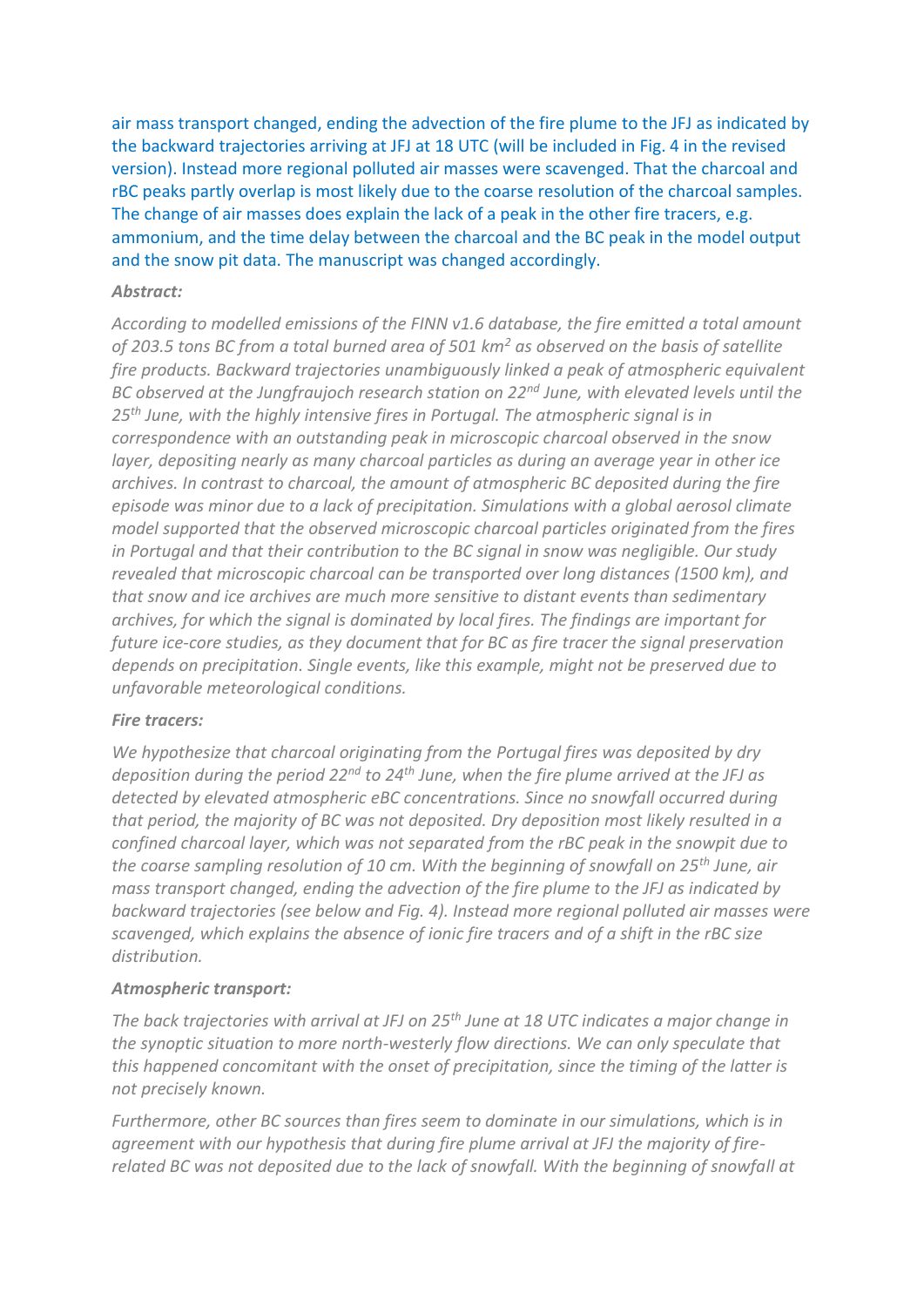air mass transport changed, ending the advection of the fire plume to the JFJ as indicated by the backward trajectories arriving at JFJ at 18 UTC (will be included in Fig. 4 in the revised version). Instead more regional polluted air masses were scavenged. That the charcoal and rBC peaks partly overlap is most likely due to the coarse resolution of the charcoal samples. The change of air masses does explain the lack of a peak in the other fire tracers, e.g. ammonium, and the time delay between the charcoal and the BC peak in the model output and the snow pit data. The manuscript was changed accordingly.

***Abstract:***

*According to modelled emissions of the FINN v1.6 database, the fire emitted a total amount of 203.5 tons BC from a total burned area of 501 km$^2$ as observed on the basis of satellite fire products. Backward trajectories unambiguously linked a peak of atmospheric equivalent BC observed at the Jungfraujoch research station on 22$^{nd}$ June, with elevated levels until the 25$^{th}$ June, with the highly intensive fires in Portugal. The atmospheric signal is in correspondence with an outstanding peak in microscopic charcoal observed in the snow layer, depositing nearly as many charcoal particles as during an average year in other ice archives. In contrast to charcoal, the amount of atmospheric BC deposited during the fire episode was minor due to a lack of precipitation. Simulations with a global aerosol climate model supported that the observed microscopic charcoal particles originated from the fires in Portugal and that their contribution to the BC signal in snow was negligible. Our study revealed that microscopic charcoal can be transported over long distances (1500 km), and that snow and ice archives are much more sensitive to distant events than sedimentary archives, for which the signal is dominated by local fires. The findings are important for future ice-core studies, as they document that for BC as fire tracer the signal preservation depends on precipitation. Single events, like this example, might not be preserved due to unfavorable meteorological conditions.*

***Fire tracers:***

*We hypothesize that charcoal originating from the Portugal fires was deposited by dry deposition during the period 22$^{nd}$ to 24$^{th}$ June, when the fire plume arrived at the JFJ as detected by elevated atmospheric eBC concentrations. Since no snowfall occurred during that period, the majority of BC was not deposited. Dry deposition most likely resulted in a confined charcoal layer, which was not separated from the rBC peak in the snowpit due to the coarse sampling resolution of 10 cm. With the beginning of snowfall on 25$^{th}$ June, air mass transport changed, ending the advection of the fire plume to the JFJ as indicated by backward trajectories (see below and Fig. 4). Instead more regional polluted air masses were scavenged, which explains the absence of ionic fire tracers and of a shift in the rBC size distribution.*

***Atmospheric transport:***

*The back trajectories with arrival at JFJ on 25$^{th}$ June at 18 UTC indicates a major change in the synoptic situation to more north-westerly flow directions. We can only speculate that this happened concomitant with the onset of precipitation, since the timing of the latter is not precisely known.*

*Furthermore, other BC sources than fires seem to dominate in our simulations, which is in agreement with our hypothesis that during fire plume arrival at JFJ the majority of fire-related BC was not deposited due to the lack of snowfall. With the beginning of snowfall at*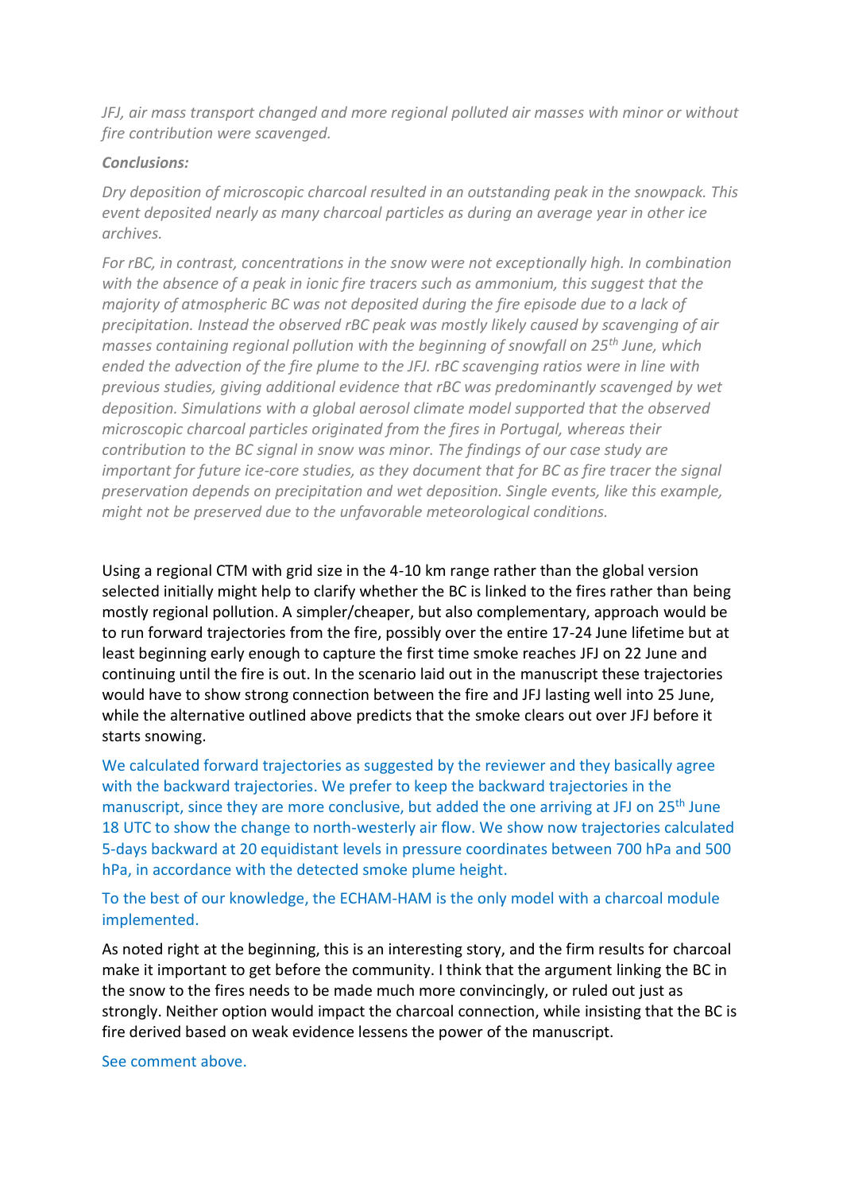*JFJ, air mass transport changed and more regional polluted air masses with minor or without fire contribution were scavenged.*

***Conclusions:***

*Dry deposition of microscopic charcoal resulted in an outstanding peak in the snowpack. This event deposited nearly as many charcoal particles as during an average year in other ice archives.*

*For rBC, in contrast, concentrations in the snow were not exceptionally high. In combination with the absence of a peak in ionic fire tracers such as ammonium, this suggest that the majority of atmospheric BC was not deposited during the fire episode due to a lack of precipitation. Instead the observed rBC peak was mostly likely caused by scavenging of air masses containing regional pollution with the beginning of snowfall on 25th June, which ended the advection of the fire plume to the JFJ. rBC scavenging ratios were in line with previous studies, giving additional evidence that rBC was predominantly scavenged by wet deposition. Simulations with a global aerosol climate model supported that the observed microscopic charcoal particles originated from the fires in Portugal, whereas their contribution to the BC signal in snow was minor. The findings of our case study are important for future ice-core studies, as they document that for BC as fire tracer the signal preservation depends on precipitation and wet deposition. Single events, like this example, might not be preserved due to the unfavorable meteorological conditions.*

Using a regional CTM with grid size in the 4-10 km range rather than the global version selected initially might help to clarify whether the BC is linked to the fires rather than being mostly regional pollution. A simpler/cheaper, but also complementary, approach would be to run forward trajectories from the fire, possibly over the entire 17-24 June lifetime but at least beginning early enough to capture the first time smoke reaches JFJ on 22 June and continuing until the fire is out. In the scenario laid out in the manuscript these trajectories would have to show strong connection between the fire and JFJ lasting well into 25 June, while the alternative outlined above predicts that the smoke clears out over JFJ before it starts snowing.

We calculated forward trajectories as suggested by the reviewer and they basically agree with the backward trajectories. We prefer to keep the backward trajectories in the manuscript, since they are more conclusive, but added the one arriving at JFJ on 25th June 18 UTC to show the change to north-westerly air flow. We show now trajectories calculated 5-days backward at 20 equidistant levels in pressure coordinates between 700 hPa and 500 hPa, in accordance with the detected smoke plume height.

To the best of our knowledge, the ECHAM-HAM is the only model with a charcoal module implemented.

As noted right at the beginning, this is an interesting story, and the firm results for charcoal make it important to get before the community. I think that the argument linking the BC in the snow to the fires needs to be made much more convincingly, or ruled out just as strongly. Neither option would impact the charcoal connection, while insisting that the BC is fire derived based on weak evidence lessens the power of the manuscript.

See comment above.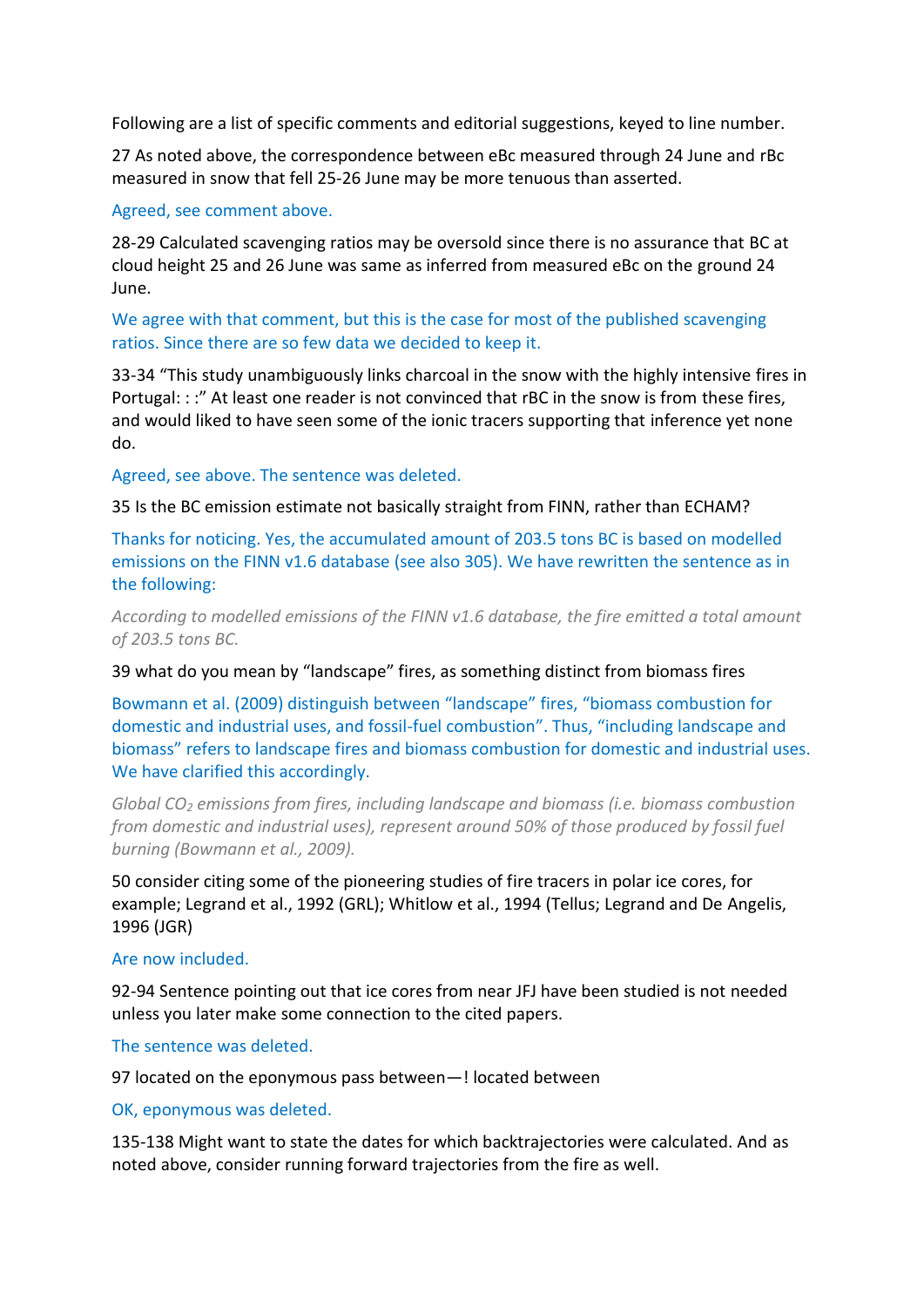Following are a list of specific comments and editorial suggestions, keyed to line number.

27 As noted above, the correspondence between eBc measured through 24 June and rBc measured in snow that fell 25-26 June may be more tenuous than asserted.

Agreed, see comment above.

28-29 Calculated scavenging ratios may be oversold since there is no assurance that BC at cloud height 25 and 26 June was same as inferred from measured eBc on the ground 24 June.

We agree with that comment, but this is the case for most of the published scavenging ratios. Since there are so few data we decided to keep it.

33-34 "This study unambiguously links charcoal in the snow with the highly intensive fires in Portugal: : :" At least one reader is not convinced that rBC in the snow is from these fires, and would liked to have seen some of the ionic tracers supporting that inference yet none do.

Agreed, see above. The sentence was deleted.

35 Is the BC emission estimate not basically straight from FINN, rather than ECHAM?

Thanks for noticing. Yes, the accumulated amount of 203.5 tons BC is based on modelled emissions on the FINN v1.6 database (see also 305). We have rewritten the sentence as in the following:

*According to modelled emissions of the FINN v1.6 database, the fire emitted a total amount of 203.5 tons BC.*

39 what do you mean by "landscape" fires, as something distinct from biomass fires

Bowmann et al. (2009) distinguish between "landscape" fires, "biomass combustion for domestic and industrial uses, and fossil-fuel combustion". Thus, "including landscape and biomass" refers to landscape fires and biomass combustion for domestic and industrial uses. We have clarified this accordingly.

*Global $CO_2$ emissions from fires, including landscape and biomass (i.e. biomass combustion from domestic and industrial uses), represent around 50% of those produced by fossil fuel burning (Bowmann et al., 2009).*

50 consider citing some of the pioneering studies of fire tracers in polar ice cores, for example; Legrand et al., 1992 (GRL); Whitlow et al., 1994 (Tellus; Legrand and De Angelis, 1996 (JGR)

Are now included.

92-94 Sentence pointing out that ice cores from near JFJ have been studied is not needed unless you later make some connection to the cited papers.

The sentence was deleted.

97 located on the eponymous pass between—! located between

OK, eponymous was deleted.

135-138 Might want to state the dates for which backtrajectories were calculated. And as noted above, consider running forward trajectories from the fire as well.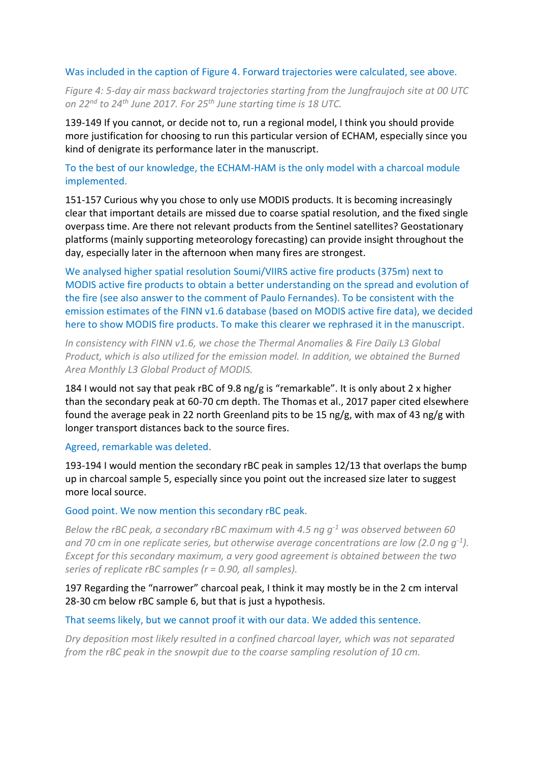Was included in the caption of Figure 4. Forward trajectories were calculated, see above.

*Figure 4: 5-day air mass backward trajectories starting from the Jungfraujoch site at 00 UTC on 22nd to 24th June 2017. For 25th June starting time is 18 UTC.*

139-149 If you cannot, or decide not to, run a regional model, I think you should provide more justification for choosing to run this particular version of ECHAM, especially since you kind of denigrate its performance later in the manuscript.

To the best of our knowledge, the ECHAM-HAM is the only model with a charcoal module implemented.

151-157 Curious why you chose to only use MODIS products. It is becoming increasingly clear that important details are missed due to coarse spatial resolution, and the fixed single overpass time. Are there not relevant products from the Sentinel satellites? Geostationary platforms (mainly supporting meteorology forecasting) can provide insight throughout the day, especially later in the afternoon when many fires are strongest.

We analysed higher spatial resolution Soumi/VIIRS active fire products (375m) next to MODIS active fire products to obtain a better understanding on the spread and evolution of the fire (see also answer to the comment of Paulo Fernandes). To be consistent with the emission estimates of the FINN v1.6 database (based on MODIS active fire data), we decided here to show MODIS fire products. To make this clearer we rephrased it in the manuscript.

*In consistency with FINN v1.6, we chose the Thermal Anomalies & Fire Daily L3 Global Product, which is also utilized for the emission model. In addition, we obtained the Burned Area Monthly L3 Global Product of MODIS.*

184 I would not say that peak rBC of 9.8 ng/g is "remarkable". It is only about 2 x higher than the secondary peak at 60-70 cm depth. The Thomas et al., 2017 paper cited elsewhere found the average peak in 22 north Greenland pits to be 15 ng/g, with max of 43 ng/g with longer transport distances back to the source fires.

Agreed, remarkable was deleted.

193-194 I would mention the secondary rBC peak in samples 12/13 that overlaps the bump up in charcoal sample 5, especially since you point out the increased size later to suggest more local source.

Good point. We now mention this secondary rBC peak.

*Below the rBC peak, a secondary rBC maximum with 4.5 ng $g^{-1}$ was observed between 60 and 70 cm in one replicate series, but otherwise average concentrations are low (2.0 ng $g^{-1}$). Except for this secondary maximum, a very good agreement is obtained between the two series of replicate rBC samples (r = 0.90, all samples).*

197 Regarding the "narrower" charcoal peak, I think it may mostly be in the 2 cm interval 28-30 cm below rBC sample 6, but that is just a hypothesis.

That seems likely, but we cannot proof it with our data. We added this sentence.

*Dry deposition most likely resulted in a confined charcoal layer, which was not separated from the rBC peak in the snowpit due to the coarse sampling resolution of 10 cm.*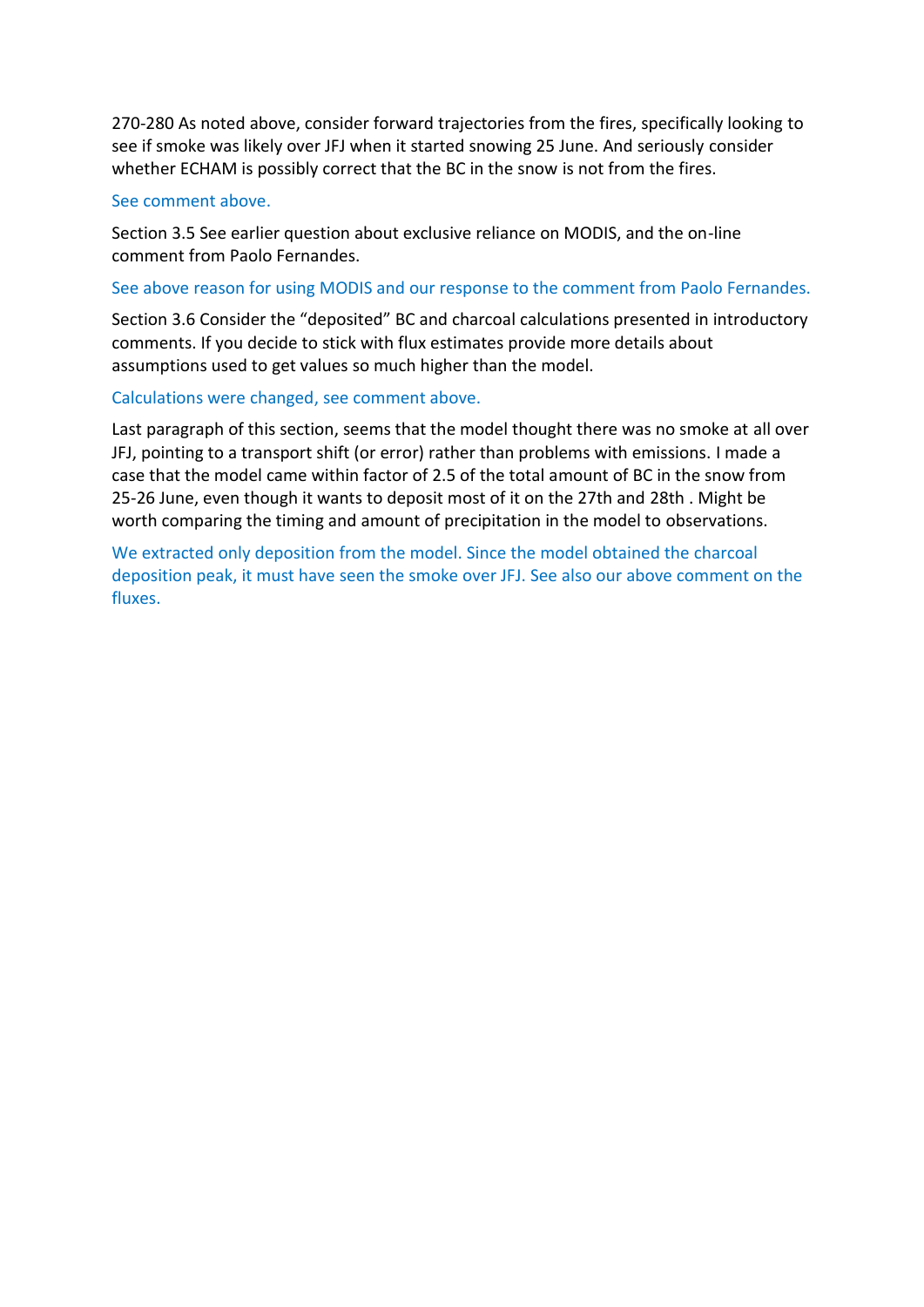270-280 As noted above, consider forward trajectories from the fires, specifically looking to see if smoke was likely over JFJ when it started snowing 25 June. And seriously consider whether ECHAM is possibly correct that the BC in the snow is not from the fires.

See comment above.

Section 3.5 See earlier question about exclusive reliance on MODIS, and the on-line comment from Paolo Fernandes.

See above reason for using MODIS and our response to the comment from Paolo Fernandes.

Section 3.6 Consider the "deposited" BC and charcoal calculations presented in introductory comments. If you decide to stick with flux estimates provide more details about assumptions used to get values so much higher than the model.

Calculations were changed, see comment above.

Last paragraph of this section, seems that the model thought there was no smoke at all over JFJ, pointing to a transport shift (or error) rather than problems with emissions. I made a case that the model came within factor of 2.5 of the total amount of BC in the snow from 25-26 June, even though it wants to deposit most of it on the 27th and 28th . Might be worth comparing the timing and amount of precipitation in the model to observations.

We extracted only deposition from the model. Since the model obtained the charcoal deposition peak, it must have seen the smoke over JFJ. See also our above comment on the fluxes.